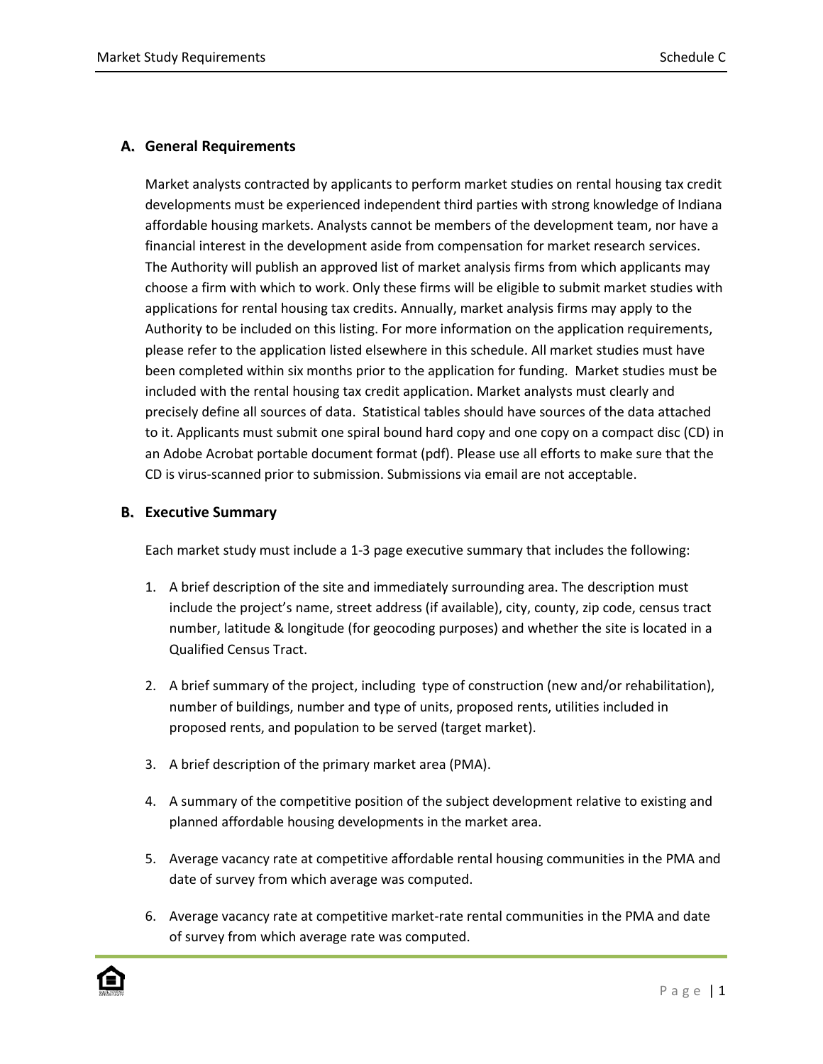## A. General Requirements

Market analysts contracted by applicants to perform market studies on rental housing tax credit developments must be experienced independent third parties with strong knowledge of Indiana affordable housing markets. Analysts cannot be members of the development team, nor have a financial interest in the development aside from compensation for market research services. The Authority will publish an approved list of market analysis firms from which applicants may choose a firm with which to work. Only these firms will be eligible to submit market studies with applications for rental housing tax credits. Annually, market analysis firms may apply to the Authority to be included on this listing. For more information on the application requirements, please refer to the application listed elsewhere in this schedule. All market studies must have been completed within six months prior to the application for funding. Market studies must be included with the rental housing tax credit application. Market analysts must clearly and precisely define all sources of data. Statistical tables should have sources of the data attached to it. Applicants must submit one spiral bound hard copy and one copy on a compact disc (CD) in an Adobe Acrobat portable document format (pdf). Please use all efforts to make sure that the CD is virus-scanned prior to submission. Submissions via email are not acceptable.

## B. Executive Summary

Each market study must include a 1-3 page executive summary that includes the following:

1. A brief description of the site and immediately surrounding area. The description must include the project's name, street address (if available), city, county, zip code, census tract number, latitude & longitude (for geocoding purposes) and whether the site is located in a Qualified Census Tract.

2. A brief summary of the project, including type of construction (new and/or rehabilitation), number of buildings, number and type of units, proposed rents, utilities included in proposed rents, and population to be served (target market).

3. A brief description of the primary market area (PMA).

4. A summary of the competitive position of the subject development relative to existing and planned affordable housing developments in the market area.

5. Average vacancy rate at competitive affordable rental housing communities in the PMA and date of survey from which average was computed.

6. Average vacancy rate at competitive market-rate rental communities in the PMA and date of survey from which average rate was computed.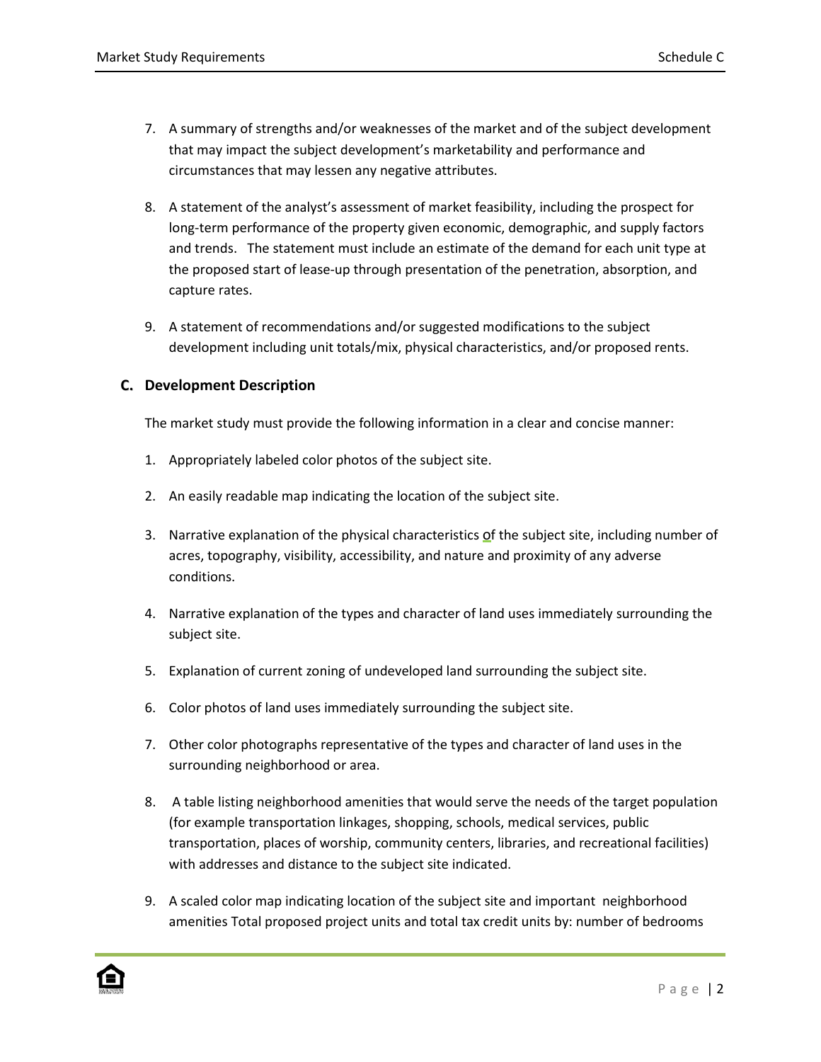7. A summary of strengths and/or weaknesses of the market and of the subject development that may impact the subject development's marketability and performance and circumstances that may lessen any negative attributes.

8. A statement of the analyst's assessment of market feasibility, including the prospect for long-term performance of the property given economic, demographic, and supply factors and trends. The statement must include an estimate of the demand for each unit type at the proposed start of lease-up through presentation of the penetration, absorption, and capture rates.

9. A statement of recommendations and/or suggested modifications to the subject development including unit totals/mix, physical characteristics, and/or proposed rents.

### C. Development Description

The market study must provide the following information in a clear and concise manner:

1. Appropriately labeled color photos of the subject site.

2. An easily readable map indicating the location of the subject site.

3. Narrative explanation of the physical characteristics of the subject site, including number of acres, topography, visibility, accessibility, and nature and proximity of any adverse conditions.

4. Narrative explanation of the types and character of land uses immediately surrounding the subject site.

5. Explanation of current zoning of undeveloped land surrounding the subject site.

6. Color photos of land uses immediately surrounding the subject site.

7. Other color photographs representative of the types and character of land uses in the surrounding neighborhood or area.

8. A table listing neighborhood amenities that would serve the needs of the target population (for example transportation linkages, shopping, schools, medical services, public transportation, places of worship, community centers, libraries, and recreational facilities) with addresses and distance to the subject site indicated.

9. A scaled color map indicating location of the subject site and important neighborhood amenities Total proposed project units and total tax credit units by: number of bedrooms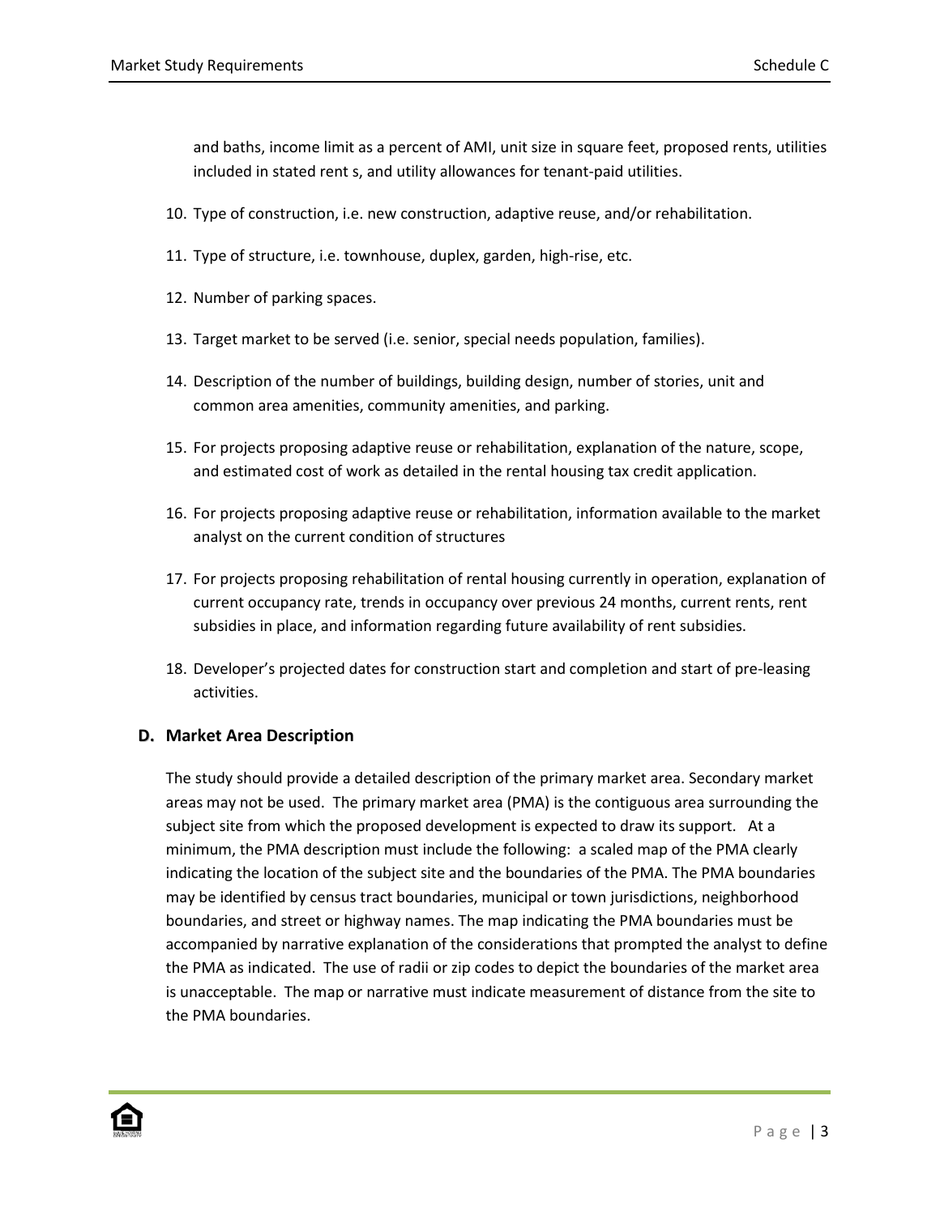and baths, income limit as a percent of AMI, unit size in square feet, proposed rents, utilities included in stated rent s, and utility allowances for tenant-paid utilities.

10. Type of construction, i.e. new construction, adaptive reuse, and/or rehabilitation.

11. Type of structure, i.e. townhouse, duplex, garden, high-rise, etc.

12. Number of parking spaces.

13. Target market to be served (i.e. senior, special needs population, families).

14. Description of the number of buildings, building design, number of stories, unit and common area amenities, community amenities, and parking.

15. For projects proposing adaptive reuse or rehabilitation, explanation of the nature, scope, and estimated cost of work as detailed in the rental housing tax credit application.

16. For projects proposing adaptive reuse or rehabilitation, information available to the market analyst on the current condition of structures

17. For projects proposing rehabilitation of rental housing currently in operation, explanation of current occupancy rate, trends in occupancy over previous 24 months, current rents, rent subsidies in place, and information regarding future availability of rent subsidies.

18. Developer's projected dates for construction start and completion and start of pre-leasing activities.

### D. Market Area Description

The study should provide a detailed description of the primary market area. Secondary market areas may not be used. The primary market area (PMA) is the contiguous area surrounding the subject site from which the proposed development is expected to draw its support. At a minimum, the PMA description must include the following: a scaled map of the PMA clearly indicating the location of the subject site and the boundaries of the PMA. The PMA boundaries may be identified by census tract boundaries, municipal or town jurisdictions, neighborhood boundaries, and street or highway names. The map indicating the PMA boundaries must be accompanied by narrative explanation of the considerations that prompted the analyst to define the PMA as indicated. The use of radii or zip codes to depict the boundaries of the market area is unacceptable. The map or narrative must indicate measurement of distance from the site to the PMA boundaries.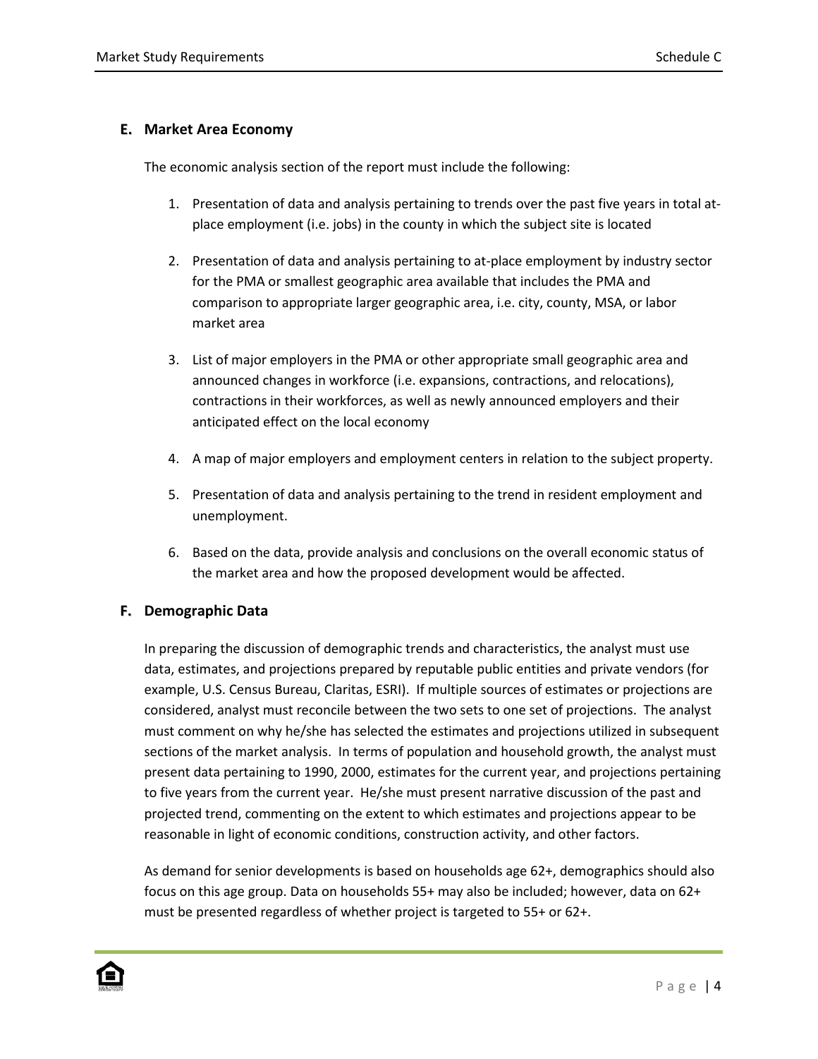## E. Market Area Economy

The economic analysis section of the report must include the following:

1. Presentation of data and analysis pertaining to trends over the past five years in total at-place employment (i.e. jobs) in the county in which the subject site is located
2. Presentation of data and analysis pertaining to at-place employment by industry sector for the PMA or smallest geographic area available that includes the PMA and comparison to appropriate larger geographic area, i.e. city, county, MSA, or labor market area
3. List of major employers in the PMA or other appropriate small geographic area and announced changes in workforce (i.e. expansions, contractions, and relocations), contractions in their workforces, as well as newly announced employers and their anticipated effect on the local economy
4. A map of major employers and employment centers in relation to the subject property.
5. Presentation of data and analysis pertaining to the trend in resident employment and unemployment.
6. Based on the data, provide analysis and conclusions on the overall economic status of the market area and how the proposed development would be affected.

## F. Demographic Data

In preparing the discussion of demographic trends and characteristics, the analyst must use data, estimates, and projections prepared by reputable public entities and private vendors (for example, U.S. Census Bureau, Claritas, ESRI). If multiple sources of estimates or projections are considered, analyst must reconcile between the two sets to one set of projections. The analyst must comment on why he/she has selected the estimates and projections utilized in subsequent sections of the market analysis. In terms of population and household growth, the analyst must present data pertaining to 1990, 2000, estimates for the current year, and projections pertaining to five years from the current year. He/she must present narrative discussion of the past and projected trend, commenting on the extent to which estimates and projections appear to be reasonable in light of economic conditions, construction activity, and other factors.

As demand for senior developments is based on households age 62+, demographics should also focus on this age group. Data on households 55+ may also be included; however, data on 62+ must be presented regardless of whether project is targeted to 55+ or 62+.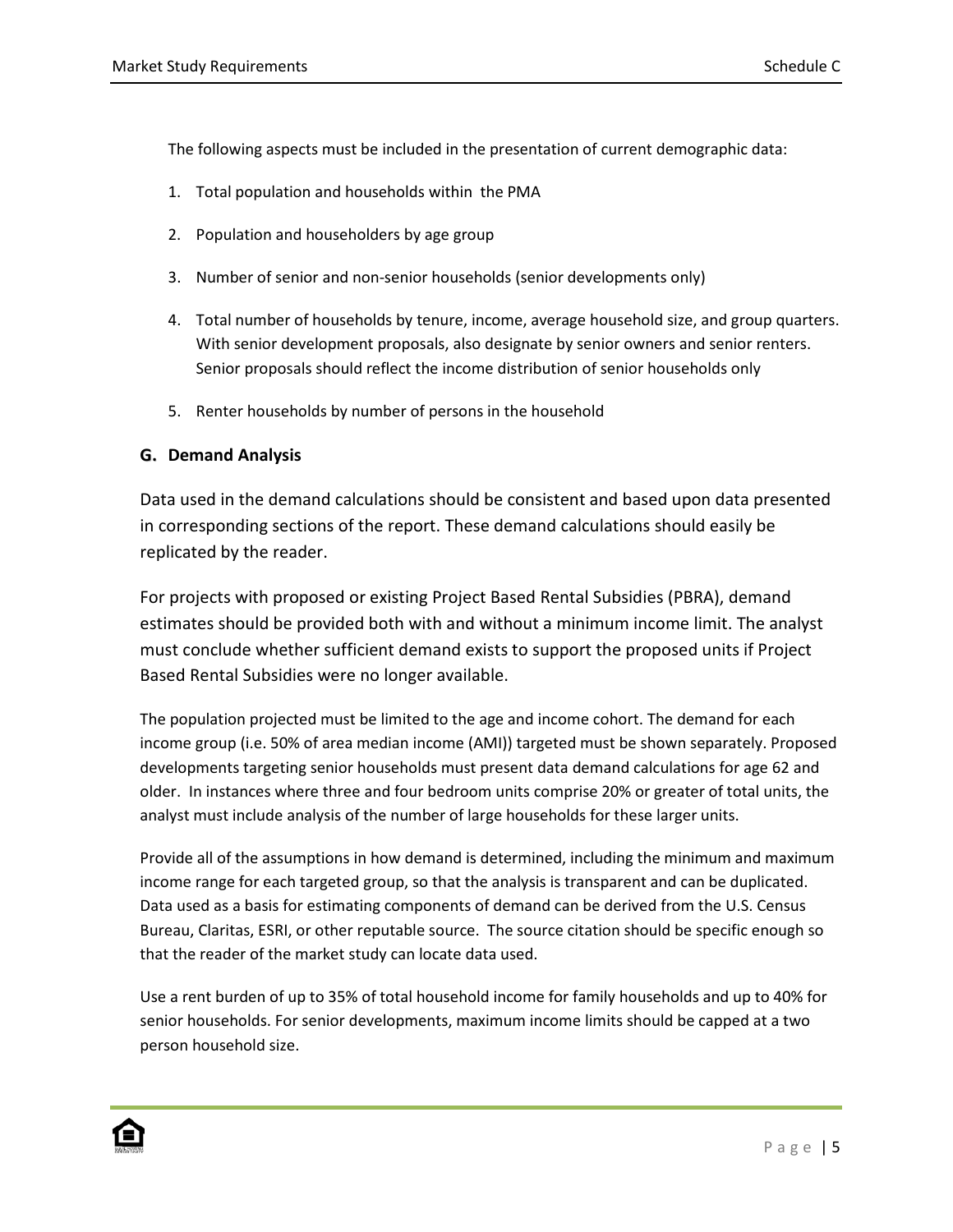The following aspects must be included in the presentation of current demographic data:

1. Total population and households within the PMA
2. Population and householders by age group
3. Number of senior and non-senior households (senior developments only)
4. Total number of households by tenure, income, average household size, and group quarters. With senior development proposals, also designate by senior owners and senior renters. Senior proposals should reflect the income distribution of senior households only
5. Renter households by number of persons in the household

### G. Demand Analysis

Data used in the demand calculations should be consistent and based upon data presented in corresponding sections of the report. These demand calculations should easily be replicated by the reader.

For projects with proposed or existing Project Based Rental Subsidies (PBRA), demand estimates should be provided both with and without a minimum income limit. The analyst must conclude whether sufficient demand exists to support the proposed units if Project Based Rental Subsidies were no longer available.

The population projected must be limited to the age and income cohort. The demand for each income group (i.e. 50% of area median income (AMI)) targeted must be shown separately. Proposed developments targeting senior households must present data demand calculations for age 62 and older. In instances where three and four bedroom units comprise 20% or greater of total units, the analyst must include analysis of the number of large households for these larger units.

Provide all of the assumptions in how demand is determined, including the minimum and maximum income range for each targeted group, so that the analysis is transparent and can be duplicated. Data used as a basis for estimating components of demand can be derived from the U.S. Census Bureau, Claritas, ESRI, or other reputable source. The source citation should be specific enough so that the reader of the market study can locate data used.

Use a rent burden of up to 35% of total household income for family households and up to 40% for senior households. For senior developments, maximum income limits should be capped at a two person household size.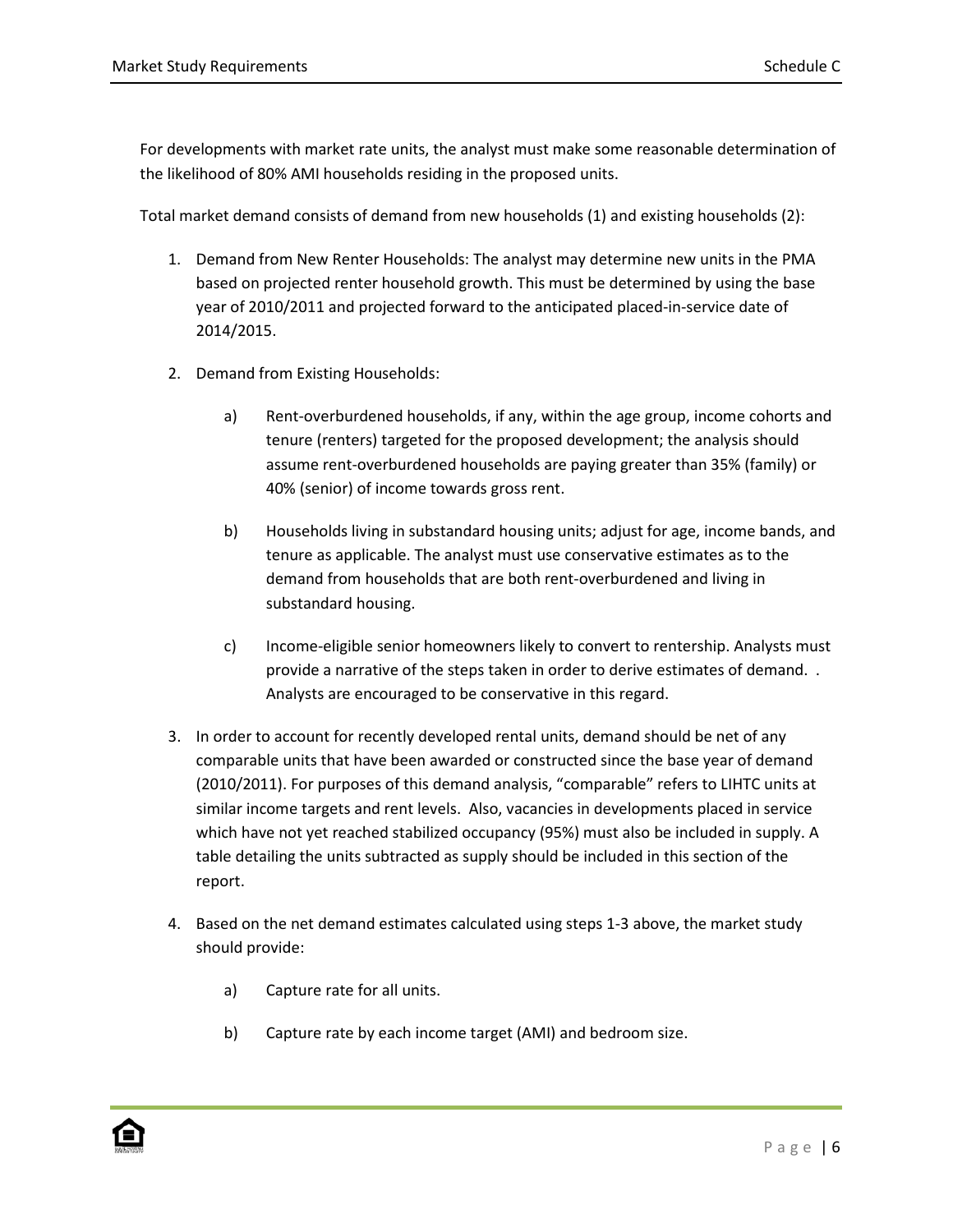For developments with market rate units, the analyst must make some reasonable determination of the likelihood of 80% AMI households residing in the proposed units.

Total market demand consists of demand from new households (1) and existing households (2):

1. Demand from New Renter Households: The analyst may determine new units in the PMA based on projected renter household growth. This must be determined by using the base year of 2010/2011 and projected forward to the anticipated placed-in-service date of 2014/2015.

2. Demand from Existing Households:

    a) Rent-overburdened households, if any, within the age group, income cohorts and tenure (renters) targeted for the proposed development; the analysis should assume rent-overburdened households are paying greater than 35% (family) or 40% (senior) of income towards gross rent.

    b) Households living in substandard housing units; adjust for age, income bands, and tenure as applicable. The analyst must use conservative estimates as to the demand from households that are both rent-overburdened and living in substandard housing.

    c) Income-eligible senior homeowners likely to convert to rentership. Analysts must provide a narrative of the steps taken in order to derive estimates of demand. . Analysts are encouraged to be conservative in this regard.

3. In order to account for recently developed rental units, demand should be net of any comparable units that have been awarded or constructed since the base year of demand (2010/2011). For purposes of this demand analysis, “comparable” refers to LIHTC units at similar income targets and rent levels. Also, vacancies in developments placed in service which have not yet reached stabilized occupancy (95%) must also be included in supply. A table detailing the units subtracted as supply should be included in this section of the report.

4. Based on the net demand estimates calculated using steps 1-3 above, the market study should provide:

    a) Capture rate for all units.

    b) Capture rate by each income target (AMI) and bedroom size.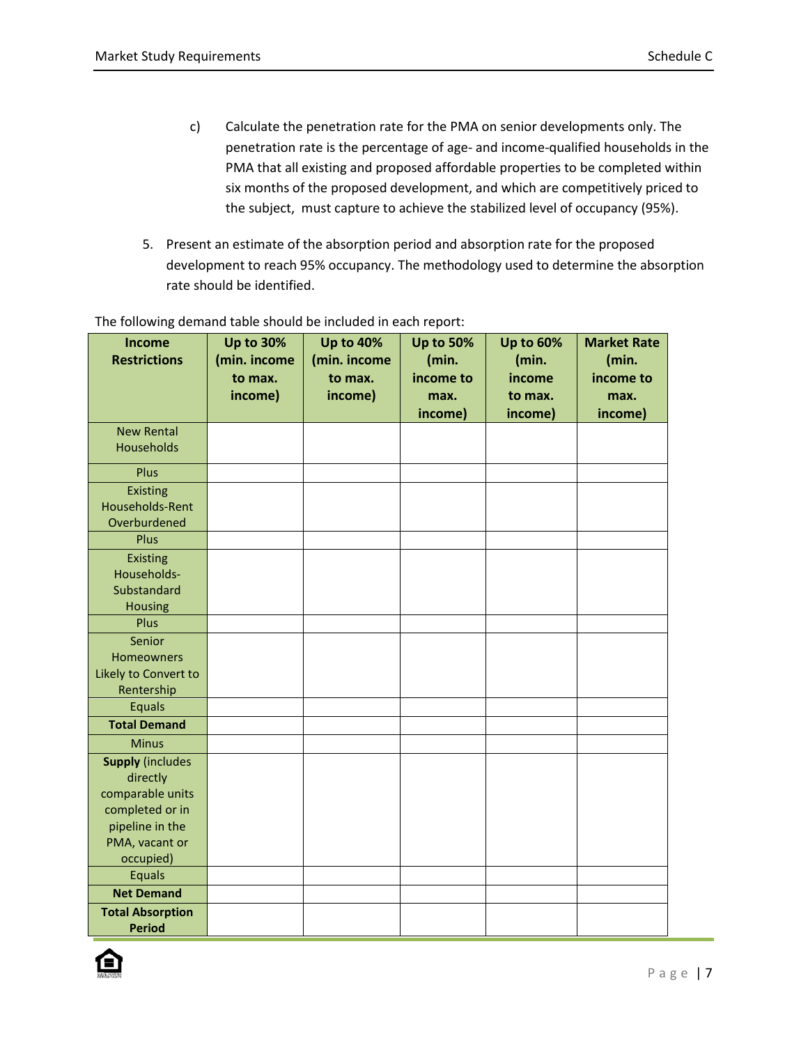c) Calculate the penetration rate for the PMA on senior developments only. The penetration rate is the percentage of age- and income-qualified households in the PMA that all existing and proposed affordable properties to be completed within six months of the proposed development, and which are competitively priced to the subject, must capture to achieve the stabilized level of occupancy (95%).

5. Present an estimate of the absorption period and absorption rate for the proposed development to reach 95% occupancy. The methodology used to determine the absorption rate should be identified.

The following demand table should be included in each report:

| **Income Restrictions** | **Up to 30% (min. income to max. income)** | **Up to 40% (min. income to max. income)** | **Up to 50% (min. income to max. income)** | **Up to 60% (min. income to max. income)** | **Market Rate (min. income to max. income)** |
|---|---|---|---|---|---|
| New Rental Households | | | | | |
| Plus | | | | | |
| Existing Households-Rent Overburdened | | | | | |
| Plus | | | | | |
| Existing Households-Substandard Housing | | | | | |
| Plus | | | | | |
| Senior Homeowners Likely to Convert to Rentership | | | | | |
| Equals | | | | | |
| **Total Demand** | | | | | |
| Minus | | | | | |
| **Supply** (includes directly comparable units completed or in pipeline in the PMA, vacant or occupied) | | | | | |
| Equals | | | | | |
| **Net Demand** | | | | | |
| **Total Absorption Period** | | | | | |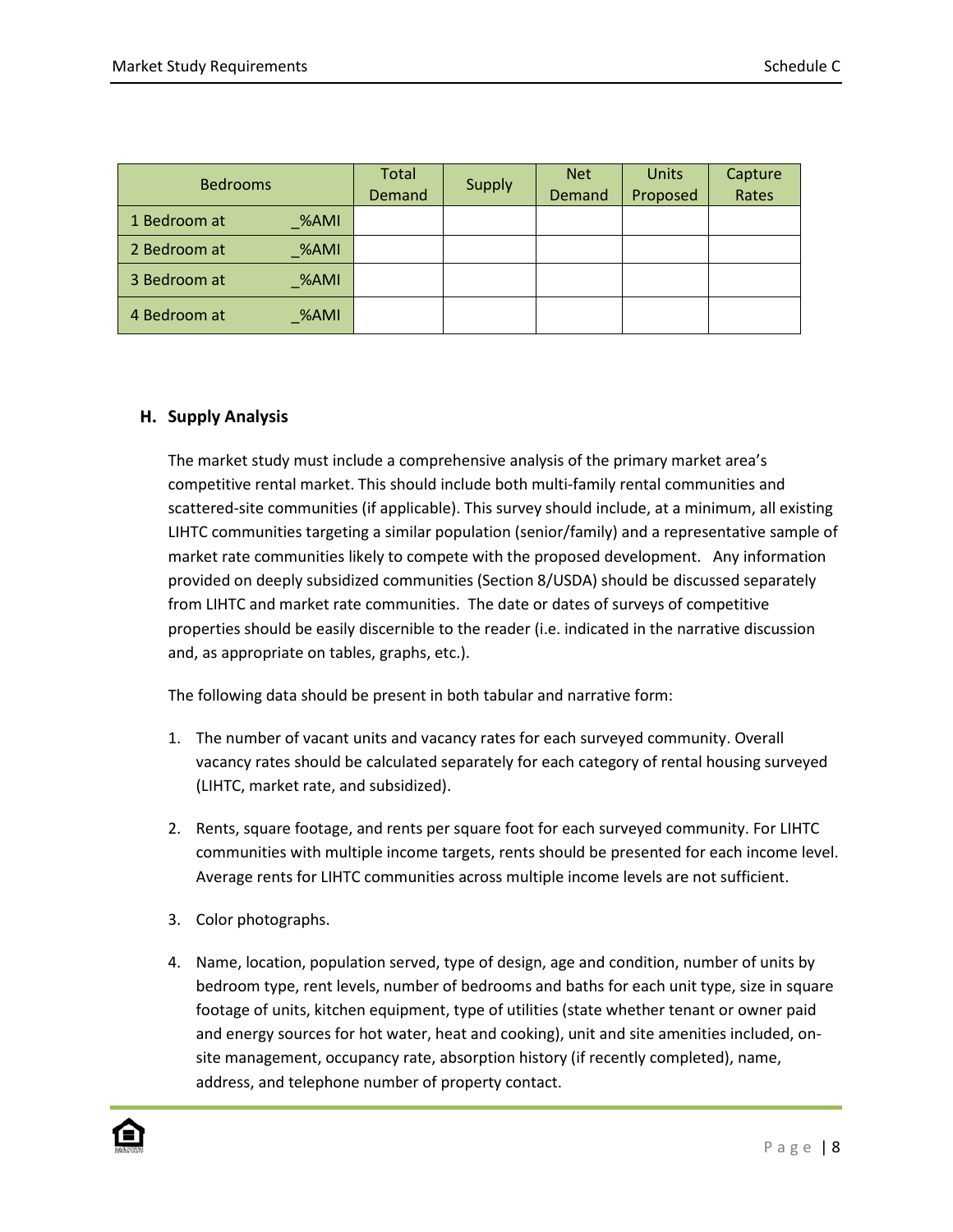| Bedrooms | Total Demand | Supply | Net Demand | Units Proposed | Capture Rates |
|---|---|---|---|---|---|
| 1 Bedroom at _%AMI | | | | | |
| 2 Bedroom at _%AMI | | | | | |
| 3 Bedroom at _%AMI | | | | | |
| 4 Bedroom at _%AMI | | | | | |

## H. Supply Analysis

The market study must include a comprehensive analysis of the primary market area's competitive rental market. This should include both multi-family rental communities and scattered-site communities (if applicable). This survey should include, at a minimum, all existing LIHTC communities targeting a similar population (senior/family) and a representative sample of market rate communities likely to compete with the proposed development. Any information provided on deeply subsidized communities (Section 8/USDA) should be discussed separately from LIHTC and market rate communities. The date or dates of surveys of competitive properties should be easily discernible to the reader (i.e. indicated in the narrative discussion and, as appropriate on tables, graphs, etc.).

The following data should be present in both tabular and narrative form:

1. The number of vacant units and vacancy rates for each surveyed community. Overall vacancy rates should be calculated separately for each category of rental housing surveyed (LIHTC, market rate, and subsidized).

2. Rents, square footage, and rents per square foot for each surveyed community. For LIHTC communities with multiple income targets, rents should be presented for each income level. Average rents for LIHTC communities across multiple income levels are not sufficient.

3. Color photographs.

4. Name, location, population served, type of design, age and condition, number of units by bedroom type, rent levels, number of bedrooms and baths for each unit type, size in square footage of units, kitchen equipment, type of utilities (state whether tenant or owner paid and energy sources for hot water, heat and cooking), unit and site amenities included, on-site management, occupancy rate, absorption history (if recently completed), name, address, and telephone number of property contact.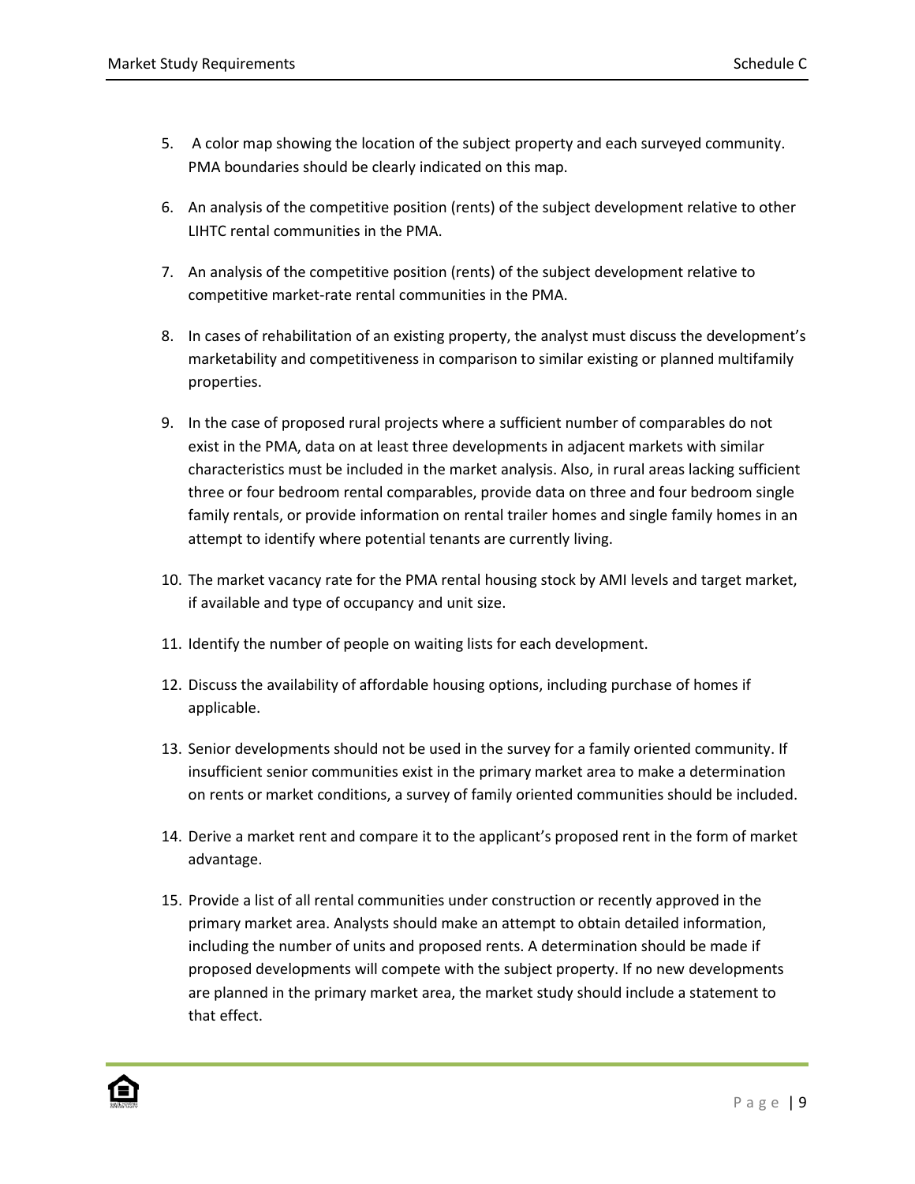5. A color map showing the location of the subject property and each surveyed community. PMA boundaries should be clearly indicated on this map.

6. An analysis of the competitive position (rents) of the subject development relative to other LIHTC rental communities in the PMA.

7. An analysis of the competitive position (rents) of the subject development relative to competitive market-rate rental communities in the PMA.

8. In cases of rehabilitation of an existing property, the analyst must discuss the development's marketability and competitiveness in comparison to similar existing or planned multifamily properties.

9. In the case of proposed rural projects where a sufficient number of comparables do not exist in the PMA, data on at least three developments in adjacent markets with similar characteristics must be included in the market analysis. Also, in rural areas lacking sufficient three or four bedroom rental comparables, provide data on three and four bedroom single family rentals, or provide information on rental trailer homes and single family homes in an attempt to identify where potential tenants are currently living.

10. The market vacancy rate for the PMA rental housing stock by AMI levels and target market, if available and type of occupancy and unit size.

11. Identify the number of people on waiting lists for each development.

12. Discuss the availability of affordable housing options, including purchase of homes if applicable.

13. Senior developments should not be used in the survey for a family oriented community. If insufficient senior communities exist in the primary market area to make a determination on rents or market conditions, a survey of family oriented communities should be included.

14. Derive a market rent and compare it to the applicant's proposed rent in the form of market advantage.

15. Provide a list of all rental communities under construction or recently approved in the primary market area. Analysts should make an attempt to obtain detailed information, including the number of units and proposed rents. A determination should be made if proposed developments will compete with the subject property. If no new developments are planned in the primary market area, the market study should include a statement to that effect.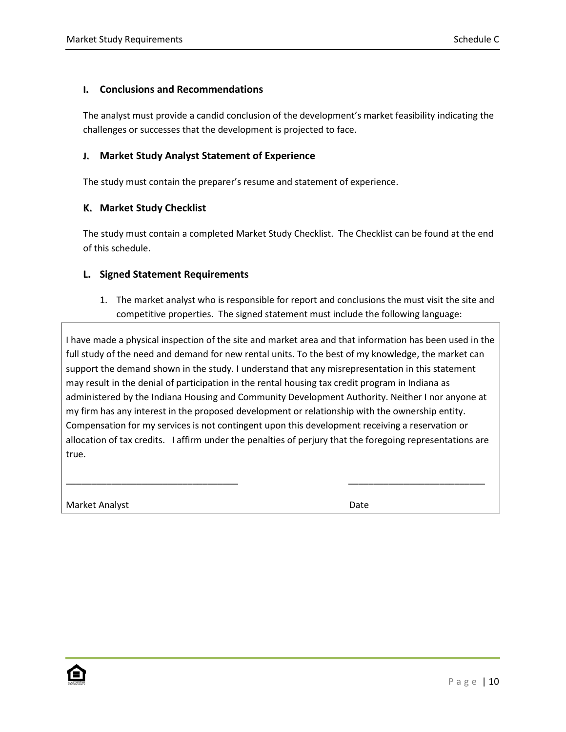### I. Conclusions and Recommendations

The analyst must provide a candid conclusion of the development's market feasibility indicating the challenges or successes that the development is projected to face.

### J. Market Study Analyst Statement of Experience

The study must contain the preparer's resume and statement of experience.

### K. Market Study Checklist

The study must contain a completed Market Study Checklist. The Checklist can be found at the end of this schedule.

### L. Signed Statement Requirements

1. The market analyst who is responsible for report and conclusions the must visit the site and competitive properties. The signed statement must include the following language:

I have made a physical inspection of the site and market area and that information has been used in the full study of the need and demand for new rental units. To the best of my knowledge, the market can support the demand shown in the study. I understand that any misrepresentation in this statement may result in the denial of participation in the rental housing tax credit program in Indiana as administered by the Indiana Housing and Community Development Authority. Neither I nor anyone at my firm has any interest in the proposed development or relationship with the ownership entity. Compensation for my services is not contingent upon this development receiving a reservation or allocation of tax credits. I affirm under the penalties of perjury that the foregoing representations are true.

\_\_\_\_\_\_\_\_\_\_\_\_\_\_\_\_\_\_\_\_\_\_\_\_\_\_\_\_\_\_\_\_\_\_\_ \_\_\_\_\_\_\_\_\_\_\_\_\_\_\_\_\_\_\_\_\_\_\_\_\_\_\_\_

Market Analyst Date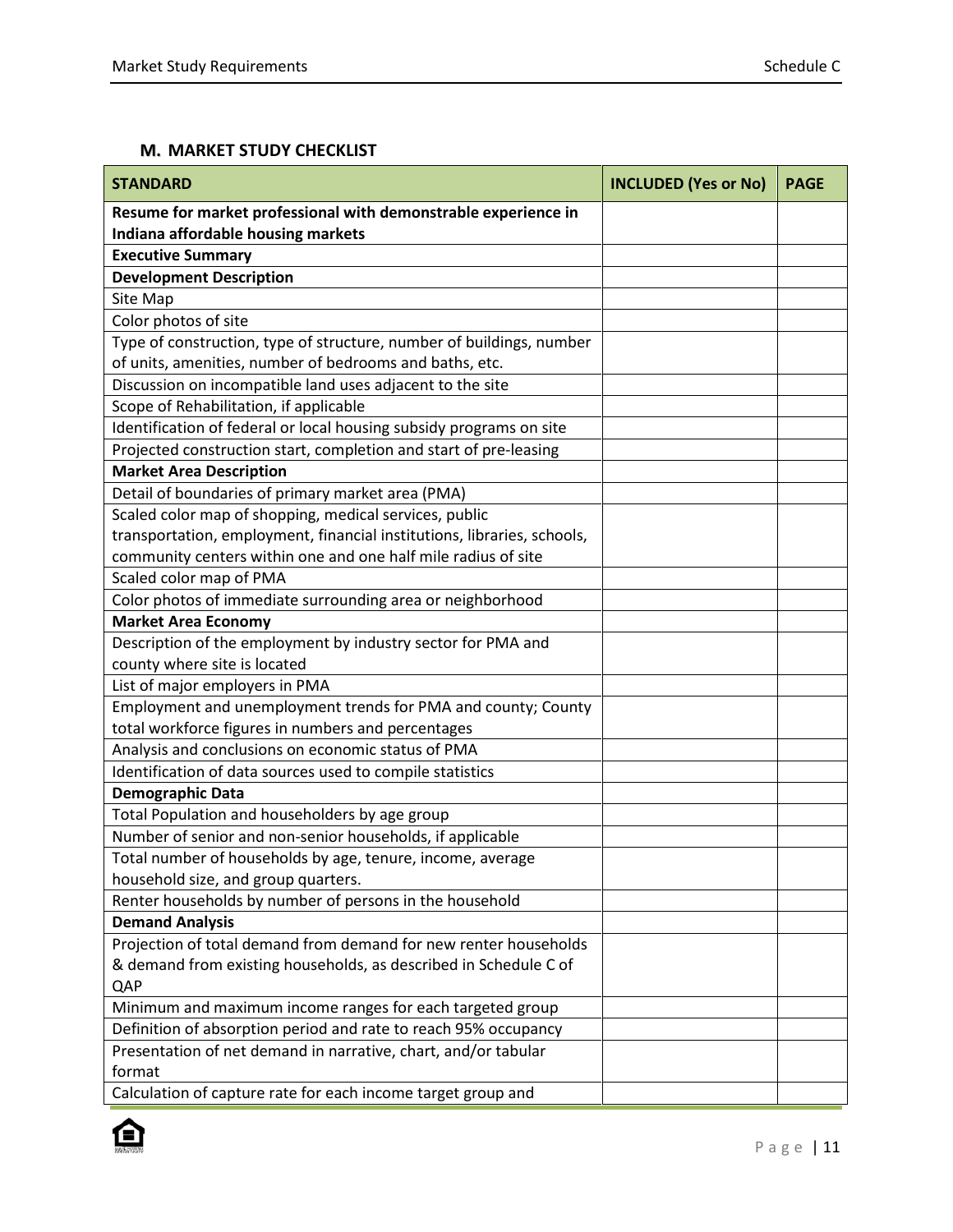### M. MARKET STUDY CHECKLIST

| STANDARD | INCLUDED (Yes or No) | PAGE |
|---|---|---|
| **Resume for market professional with demonstrable experience in Indiana affordable housing markets** | | |
| **Executive Summary** | | |
| **Development Description** | | |
| Site Map | | |
| Color photos of site | | |
| Type of construction, type of structure, number of buildings, number of units, amenities, number of bedrooms and baths, etc. | | |
| Discussion on incompatible land uses adjacent to the site | | |
| Scope of Rehabilitation, if applicable | | |
| Identification of federal or local housing subsidy programs on site | | |
| Projected construction start, completion and start of pre-leasing | | |
| **Market Area Description** | | |
| Detail of boundaries of primary market area (PMA) | | |
| Scaled color map of shopping, medical services, public transportation, employment, financial institutions, libraries, schools, community centers within one and one half mile radius of site | | |
| Scaled color map of PMA | | |
| Color photos of immediate surrounding area or neighborhood | | |
| **Market Area Economy** | | |
| Description of the employment by industry sector for PMA and county where site is located | | |
| List of major employers in PMA | | |
| Employment and unemployment trends for PMA and county; County total workforce figures in numbers and percentages | | |
| Analysis and conclusions on economic status of PMA | | |
| Identification of data sources used to compile statistics | | |
| **Demographic Data** | | |
| Total Population and householders by age group | | |
| Number of senior and non-senior households, if applicable | | |
| Total number of households by age, tenure, income, average household size, and group quarters. | | |
| Renter households by number of persons in the household | | |
| **Demand Analysis** | | |
| Projection of total demand from demand for new renter households & demand from existing households, as described in Schedule C of QAP | | |
| Minimum and maximum income ranges for each targeted group | | |
| Definition of absorption period and rate to reach 95% occupancy | | |
| Presentation of net demand in narrative, chart, and/or tabular format | | |
| Calculation of capture rate for each income target group and | | |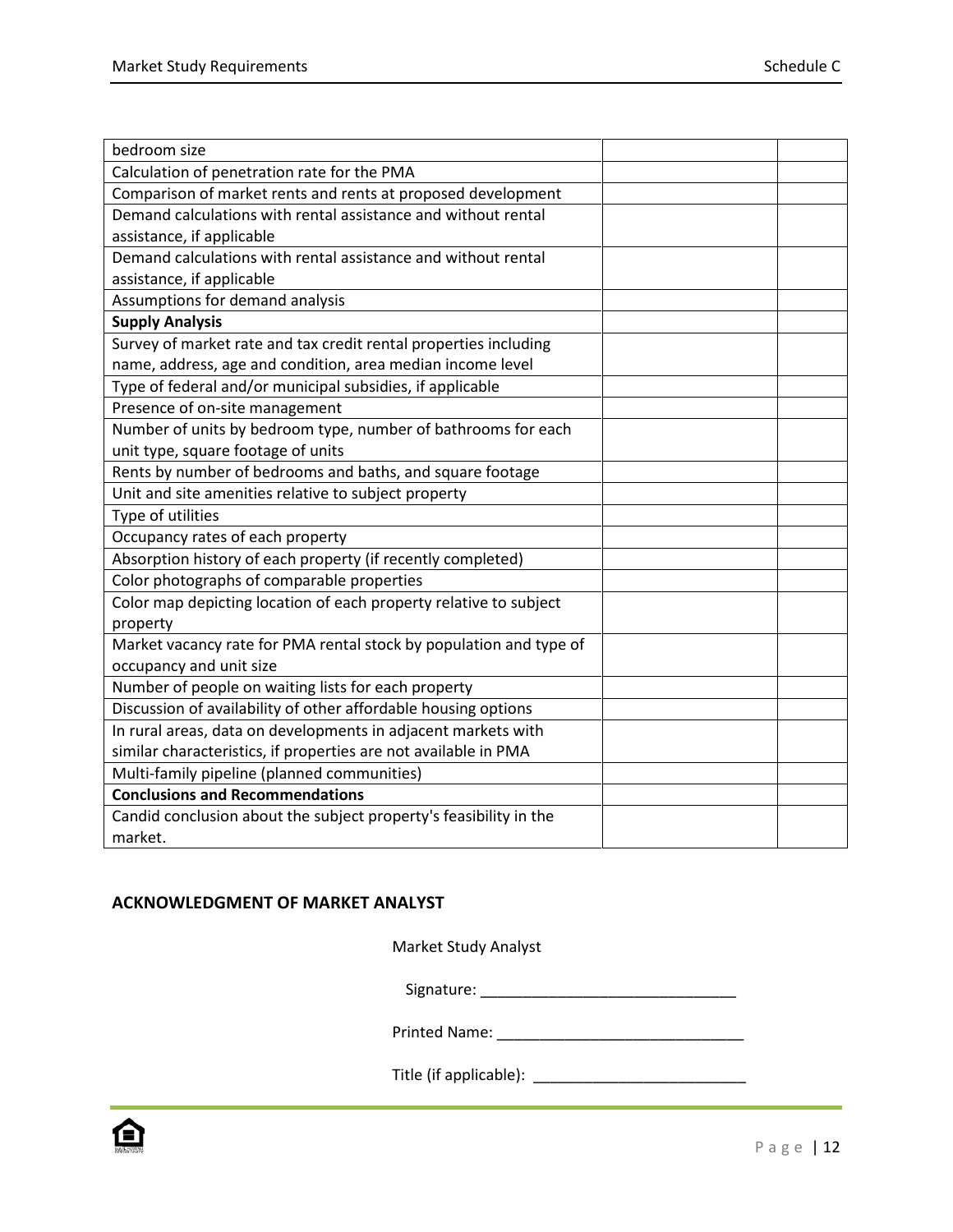| | | |
|---|---|---|
| bedroom size | | |
| Calculation of penetration rate for the PMA | | |
| Comparison of market rents and rents at proposed development | | |
| Demand calculations with rental assistance and without rental assistance, if applicable | | |
| Demand calculations with rental assistance and without rental assistance, if applicable | | |
| Assumptions for demand analysis | | |
| **Supply Analysis** | | |
| Survey of market rate and tax credit rental properties including name, address, age and condition, area median income level | | |
| Type of federal and/or municipal subsidies, if applicable | | |
| Presence of on-site management | | |
| Number of units by bedroom type, number of bathrooms for each unit type, square footage of units | | |
| Rents by number of bedrooms and baths, and square footage | | |
| Unit and site amenities relative to subject property | | |
| Type of utilities | | |
| Occupancy rates of each property | | |
| Absorption history of each property (if recently completed) | | |
| Color photographs of comparable properties | | |
| Color map depicting location of each property relative to subject property | | |
| Market vacancy rate for PMA rental stock by population and type of occupancy and unit size | | |
| Number of people on waiting lists for each property | | |
| Discussion of availability of other affordable housing options | | |
| In rural areas, data on developments in adjacent markets with similar characteristics, if properties are not available in PMA | | |
| Multi-family pipeline (planned communities) | | |
| **Conclusions and Recommendations** | | |
| Candid conclusion about the subject property's feasibility in the market. | | |

## ACKNOWLEDGMENT OF MARKET ANALYST

Market Study Analyst

Signature: ______________________________

Printed Name: ______________________________

Title (if applicable): __________________________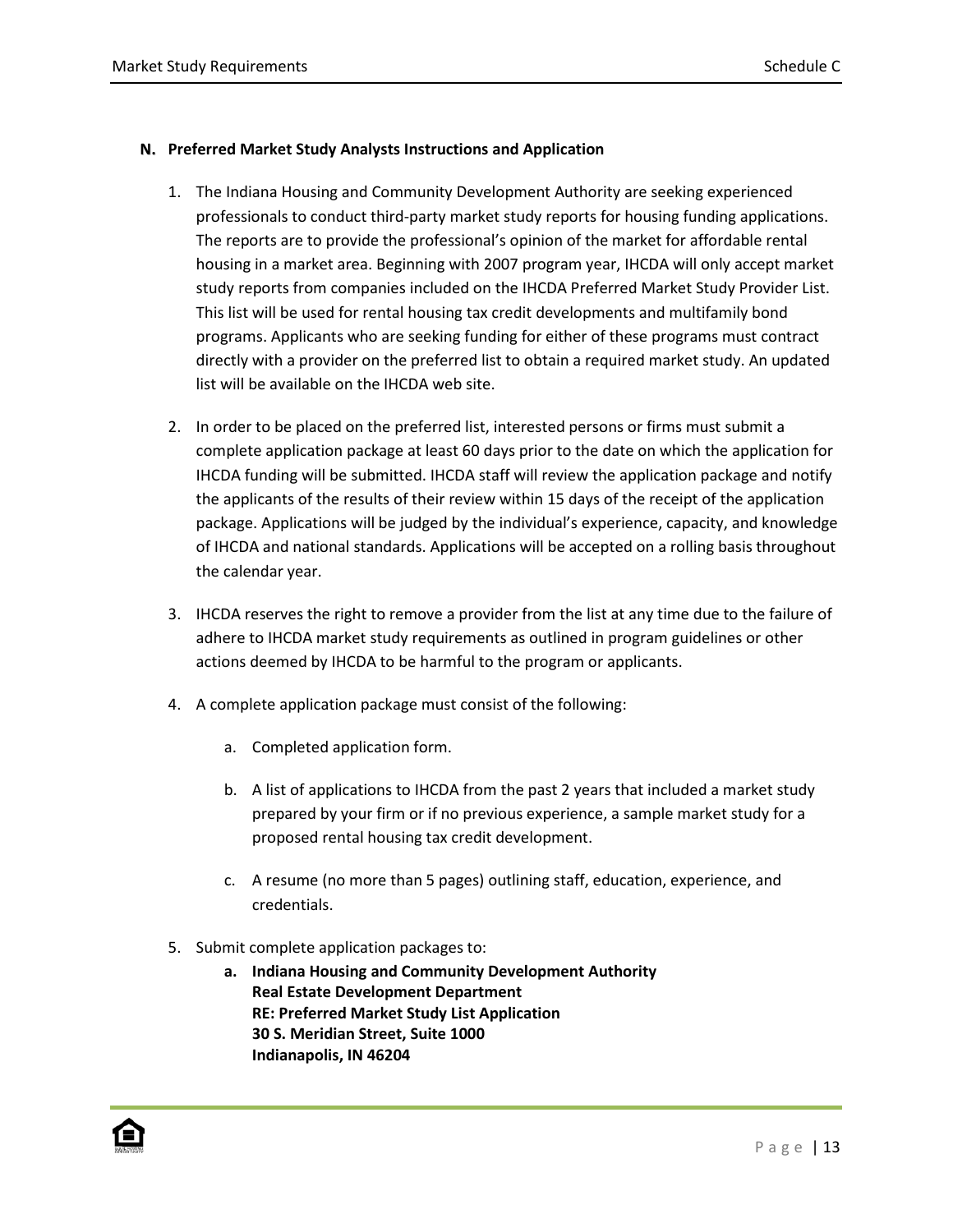**N. Preferred Market Study Analysts Instructions and Application**

1. The Indiana Housing and Community Development Authority are seeking experienced professionals to conduct third-party market study reports for housing funding applications. The reports are to provide the professional's opinion of the market for affordable rental housing in a market area. Beginning with 2007 program year, IHCDA will only accept market study reports from companies included on the IHCDA Preferred Market Study Provider List. This list will be used for rental housing tax credit developments and multifamily bond programs. Applicants who are seeking funding for either of these programs must contract directly with a provider on the preferred list to obtain a required market study. An updated list will be available on the IHCDA web site.

2. In order to be placed on the preferred list, interested persons or firms must submit a complete application package at least 60 days prior to the date on which the application for IHCDA funding will be submitted. IHCDA staff will review the application package and notify the applicants of the results of their review within 15 days of the receipt of the application package. Applications will be judged by the individual's experience, capacity, and knowledge of IHCDA and national standards. Applications will be accepted on a rolling basis throughout the calendar year.

3. IHCDA reserves the right to remove a provider from the list at any time due to the failure of adhere to IHCDA market study requirements as outlined in program guidelines or other actions deemed by IHCDA to be harmful to the program or applicants.

4. A complete application package must consist of the following:

    a. Completed application form.

    b. A list of applications to IHCDA from the past 2 years that included a market study prepared by your firm or if no previous experience, a sample market study for a proposed rental housing tax credit development.

    c. A resume (no more than 5 pages) outlining staff, education, experience, and credentials.

5. Submit complete application packages to:

    a. **Indiana Housing and Community Development Authority**
    **Real Estate Development Department**
    **RE: Preferred Market Study List Application**
    **30 S. Meridian Street, Suite 1000**
    **Indianapolis, IN 46204**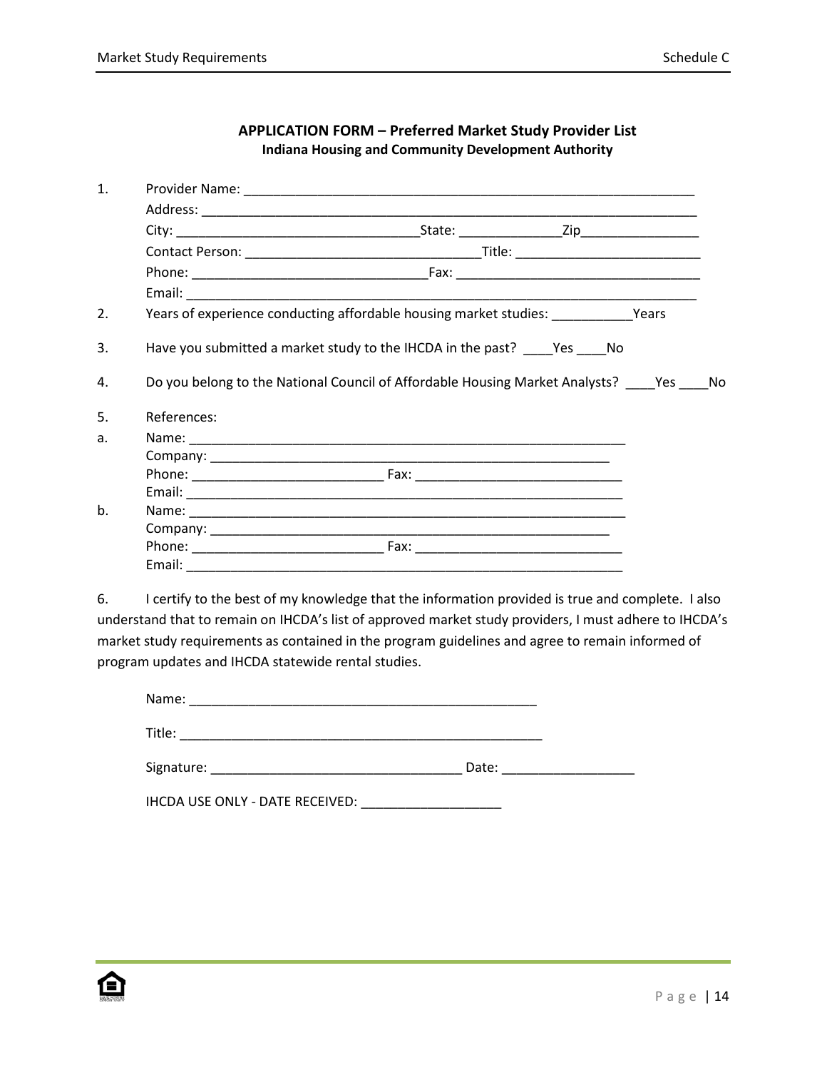## APPLICATION FORM – Preferred Market Study Provider List

**Indiana Housing and Community Development Authority**

1. Provider Name: _______________________________________________________________
   Address: ___________________________________________________________________
   City: _________________________________State: ______________Zip________________
   Contact Person: ________________________________Title: _________________________
   Phone: ________________________________Fax: _________________________________
   Email: ____________________________________________________________________
2. Years of experience conducting affordable housing market studies: ___________Years
3. Have you submitted a market study to the IHCDA in the past? ____Yes ____No
4. Do you belong to the National Council of Affordable Housing Market Analysts? ____Yes ____No
5. References:

a. Name: ___________________________________________________________
   Company: ______________________________________________________
   Phone: __________________________ Fax: ____________________________
   Email: __________________________________________________________

b. Name: ___________________________________________________________
   Company: ______________________________________________________
   Phone: __________________________ Fax: ____________________________
   Email: __________________________________________________________

6. I certify to the best of my knowledge that the information provided is true and complete. I also understand that to remain on IHCDA's list of approved market study providers, I must adhere to IHCDA's market study requirements as contained in the program guidelines and agree to remain informed of program updates and IHCDA statewide rental studies.

Name: _______________________________________________

Title: _________________________________________________

Signature: __________________________________ Date: _________________

IHCDA USE ONLY - DATE RECEIVED: ___________________